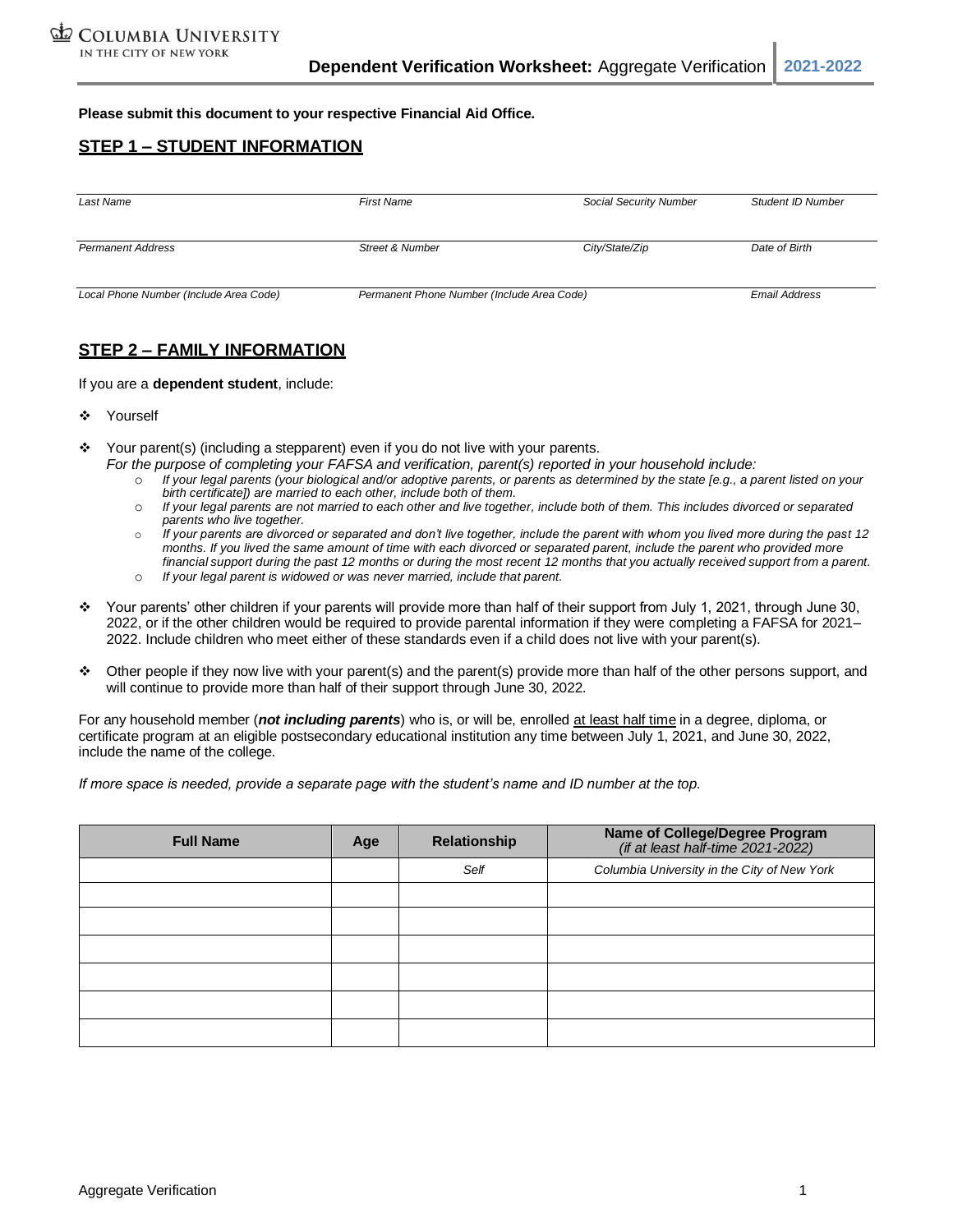Columbia University in the City of New York

# Dependent Verification Worksheet: Aggregate Verification 2021-2022

**Please submit this document to your respective Financial Aid Office.**

## STEP 1 – STUDENT INFORMATION

| | | | |
|---|---|---|---|
| *Last Name* | *First Name* | *Social Security Number* | *Student ID Number* |
| *Permanent Address* | *Street & Number* | *City/State/Zip* | *Date of Birth* |
| *Local Phone Number (Include Area Code)* | *Permanent Phone Number (Include Area Code)* | | *Email Address* |

## STEP 2 – FAMILY INFORMATION

If you are a **dependent student**, include:

- Yourself
- Your parent(s) (including a stepparent) even if you do not live with your parents.
  *For the purpose of completing your FAFSA and verification, parent(s) reported in your household include:*
  - *If your legal parents (your biological and/or adoptive parents, or parents as determined by the state [e.g., a parent listed on your birth certificate]) are married to each other, include both of them.*
  - *If your legal parents are not married to each other and live together, include both of them. This includes divorced or separated parents who live together.*
  - *If your parents are divorced or separated and don't live together, include the parent with whom you lived more during the past 12 months. If you lived the same amount of time with each divorced or separated parent, include the parent who provided more financial support during the past 12 months or during the most recent 12 months that you actually received support from a parent.*
  - *If your legal parent is widowed or was never married, include that parent.*
- Your parents' other children if your parents will provide more than half of their support from July 1, 2021, through June 30, 2022, or if the other children would be required to provide parental information if they were completing a FAFSA for 2021–2022. Include children who meet either of these standards even if a child does not live with your parent(s).
- Other people if they now live with your parent(s) and the parent(s) provide more than half of the other persons support, and will continue to provide more than half of their support through June 30, 2022.

For any household member (***not including parents***) who is, or will be, enrolled at least half time in a degree, diploma, or certificate program at an eligible postsecondary educational institution any time between July 1, 2021, and June 30, 2022, include the name of the college.

*If more space is needed, provide a separate page with the student's name and ID number at the top.*

| Full Name | Age | Relationship | Name of College/Degree Program *(if at least half-time 2021-2022)* |
|---|---|---|---|
| | | *Self* | *Columbia University in the City of New York* |
| | | | |
| | | | |
| | | | |
| | | | |
| | | | |
| | | | |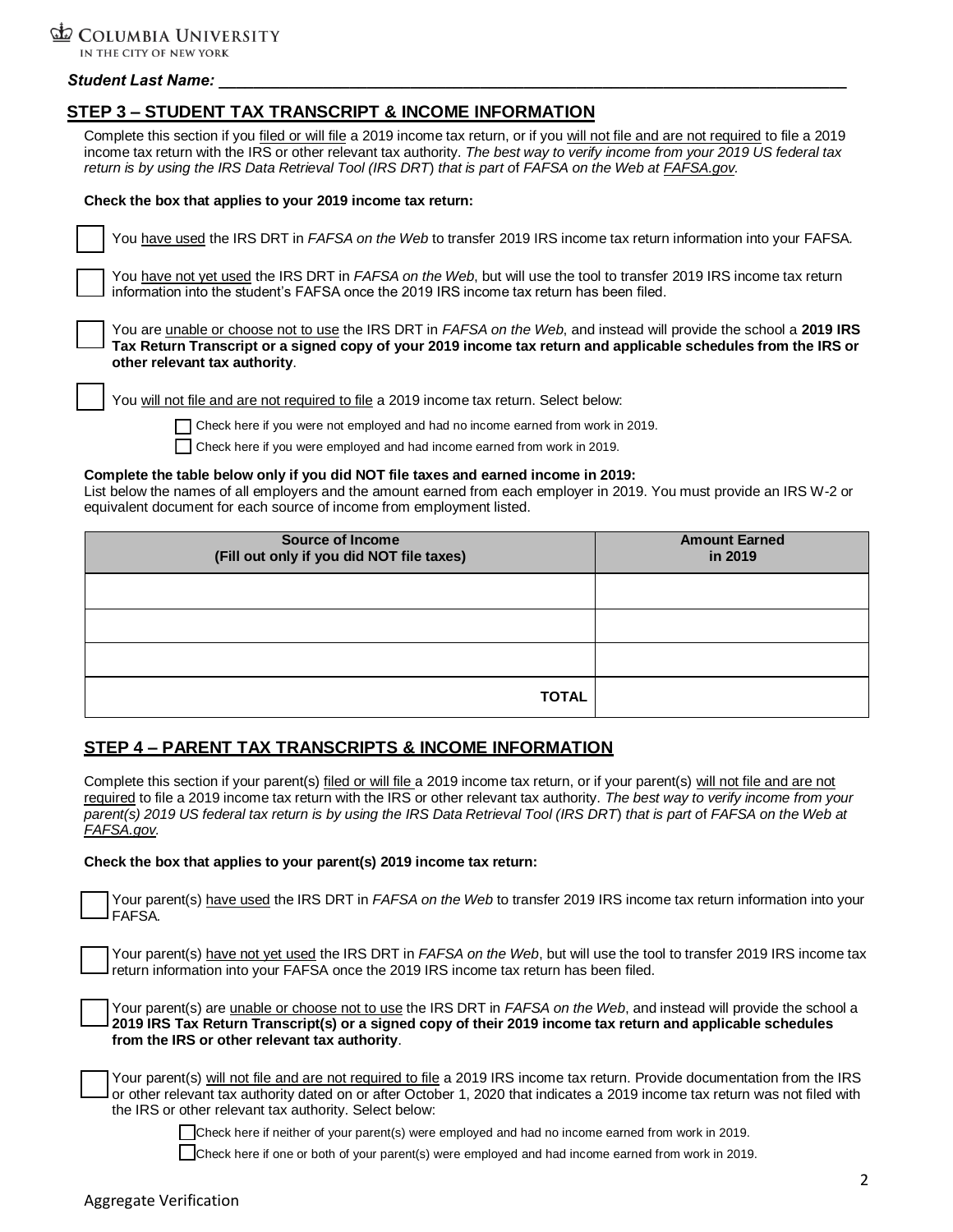**Student Last Name:** ___________________________________________________________________________

## STEP 3 – STUDENT TAX TRANSCRIPT & INCOME INFORMATION

Complete this section if you filed or will file a 2019 income tax return, or if you will not file and are not required to file a 2019 income tax return with the IRS or other relevant tax authority. *The best way to verify income from your 2019 US federal tax return is by using the IRS Data Retrieval Tool (IRS DRT) that is part of FAFSA on the Web at FAFSA.gov.*

**Check the box that applies to your 2019 income tax return:**

☐ You have used the IRS DRT in *FAFSA on the Web* to transfer 2019 IRS income tax return information into your FAFSA.

☐ You have not yet used the IRS DRT in *FAFSA on the Web*, but will use the tool to transfer 2019 IRS income tax return information into the student's FAFSA once the 2019 IRS income tax return has been filed.

☐ You are unable or choose not to use the IRS DRT in *FAFSA on the Web*, and instead will provide the school a **2019 IRS Tax Return Transcript or a signed copy of your 2019 income tax return and applicable schedules from the IRS or other relevant tax authority**.

☐ You will not file and are not required to file a 2019 income tax return. Select below:

- ☐ Check here if you were not employed and had no income earned from work in 2019.
- ☐ Check here if you were employed and had income earned from work in 2019.

**Complete the table below only if you did NOT file taxes and earned income in 2019:**
List below the names of all employers and the amount earned from each employer in 2019. You must provide an IRS W-2 or equivalent document for each source of income from employment listed.

| Source of Income (Fill out only if you did NOT file taxes) | Amount Earned in 2019 |
|---|---|
| | |
| | |
| | |
| **TOTAL** | |

## STEP 4 – PARENT TAX TRANSCRIPTS & INCOME INFORMATION

Complete this section if your parent(s) filed or will file a 2019 income tax return, or if your parent(s) will not file and are not required to file a 2019 income tax return with the IRS or other relevant tax authority. *The best way to verify income from your parent(s) 2019 US federal tax return is by using the IRS Data Retrieval Tool (IRS DRT) that is part of FAFSA on the Web at FAFSA.gov.*

**Check the box that applies to your parent(s) 2019 income tax return:**

☐ Your parent(s) have used the IRS DRT in *FAFSA on the Web* to transfer 2019 IRS income tax return information into your FAFSA.

☐ Your parent(s) have not yet used the IRS DRT in *FAFSA on the Web*, but will use the tool to transfer 2019 IRS income tax return information into your FAFSA once the 2019 IRS income tax return has been filed.

☐ Your parent(s) are unable or choose not to use the IRS DRT in *FAFSA on the Web*, and instead will provide the school a **2019 IRS Tax Return Transcript(s) or a signed copy of their 2019 income tax return and applicable schedules from the IRS or other relevant tax authority**.

☐ Your parent(s) will not file and are not required to file a 2019 IRS income tax return. Provide documentation from the IRS or other relevant tax authority dated on or after October 1, 2020 that indicates a 2019 income tax return was not filed with the IRS or other relevant tax authority. Select below:

- ☐ Check here if neither of your parent(s) were employed and had no income earned from work in 2019.
- ☐ Check here if one or both of your parent(s) were employed and had income earned from work in 2019.

Aggregate Verification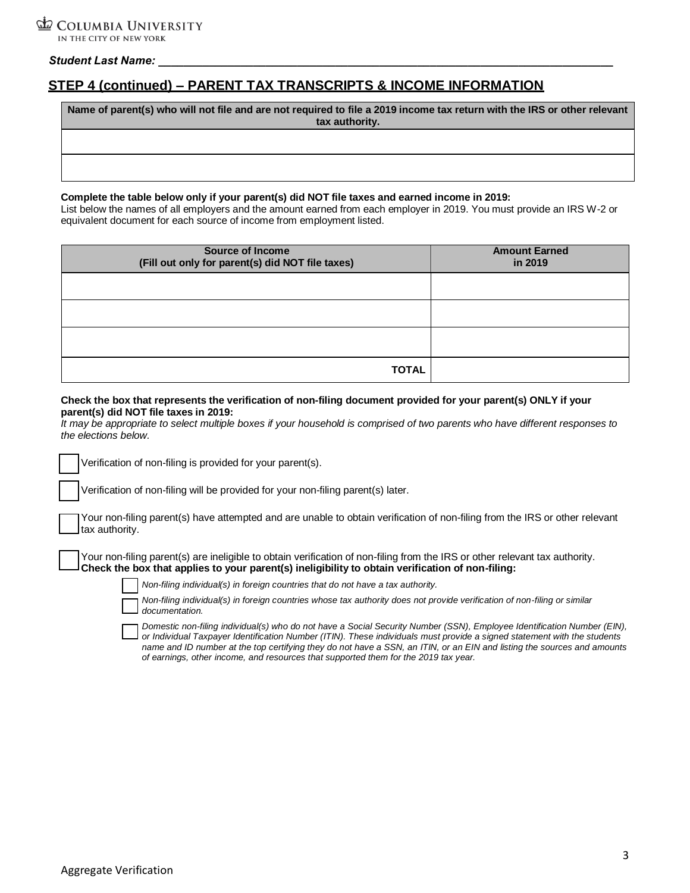Student Last Name: ______________________________________________

## STEP 4 (continued) – PARENT TAX TRANSCRIPTS & INCOME INFORMATION

| Name of parent(s) who will not file and are not required to file a 2019 income tax return with the IRS or other relevant tax authority. |
|---|
| |
| |

**Complete the table below only if your parent(s) did NOT file taxes and earned income in 2019:**
List below the names of all employers and the amount earned from each employer in 2019. You must provide an IRS W-2 or equivalent document for each source of income from employment listed.

| Source of Income (Fill out only for parent(s) did NOT file taxes) | Amount Earned in 2019 |
|---|---|
| | |
| | |
| | |
| **TOTAL** | |

**Check the box that represents the verification of non-filing document provided for your parent(s) ONLY if your parent(s) did NOT file taxes in 2019:**
*It may be appropriate to select multiple boxes if your household is comprised of two parents who have different responses to the elections below.*

☐ Verification of non-filing is provided for your parent(s).

☐ Verification of non-filing will be provided for your non-filing parent(s) later.

☐ Your non-filing parent(s) have attempted and are unable to obtain verification of non-filing from the IRS or other relevant tax authority.

☐ Your non-filing parent(s) are ineligible to obtain verification of non-filing from the IRS or other relevant tax authority. **Check the box that applies to your parent(s) ineligibility to obtain verification of non-filing:**

- ☐ *Non-filing individual(s) in foreign countries that do not have a tax authority.*
- ☐ *Non-filing individual(s) in foreign countries whose tax authority does not provide verification of non-filing or similar documentation.*
- ☐ *Domestic non-filing individual(s) who do not have a Social Security Number (SSN), Employee Identification Number (EIN), or Individual Taxpayer Identification Number (ITIN). These individuals must provide a signed statement with the students name and ID number at the top certifying they do not have a SSN, an ITIN, or an EIN and listing the sources and amounts of earnings, other income, and resources that supported them for the 2019 tax year.*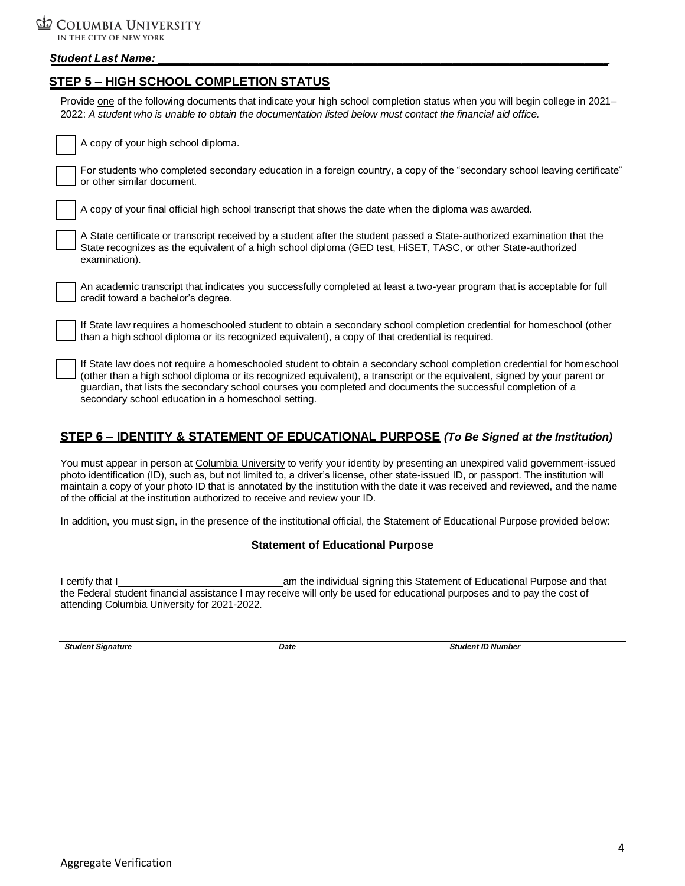*Student Last Name: ________________________________________________*

## STEP 5 – HIGH SCHOOL COMPLETION STATUS

Provide one of the following documents that indicate your high school completion status when you will begin college in 2021–2022: *A student who is unable to obtain the documentation listed below must contact the financial aid office.*

- ☐ A copy of your high school diploma.
- ☐ For students who completed secondary education in a foreign country, a copy of the "secondary school leaving certificate" or other similar document.
- ☐ A copy of your final official high school transcript that shows the date when the diploma was awarded.
- ☐ A State certificate or transcript received by a student after the student passed a State-authorized examination that the State recognizes as the equivalent of a high school diploma (GED test, HiSET, TASC, or other State-authorized examination).
- ☐ An academic transcript that indicates you successfully completed at least a two-year program that is acceptable for full credit toward a bachelor's degree.
- ☐ If State law requires a homeschooled student to obtain a secondary school completion credential for homeschool (other than a high school diploma or its recognized equivalent), a copy of that credential is required.
- ☐ If State law does not require a homeschooled student to obtain a secondary school completion credential for homeschool (other than a high school diploma or its recognized equivalent), a transcript or the equivalent, signed by your parent or guardian, that lists the secondary school courses you completed and documents the successful completion of a secondary school education in a homeschool setting.

## STEP 6 – IDENTITY & STATEMENT OF EDUCATIONAL PURPOSE *(To Be Signed at the Institution)*

You must appear in person at Columbia University to verify your identity by presenting an unexpired valid government-issued photo identification (ID), such as, but not limited to, a driver's license, other state-issued ID, or passport. The institution will maintain a copy of your photo ID that is annotated by the institution with the date it was received and reviewed, and the name of the official at the institution authorized to receive and review your ID.

In addition, you must sign, in the presence of the institutional official, the Statement of Educational Purpose provided below:

### Statement of Educational Purpose

I certify that I ______________________________ am the individual signing this Statement of Educational Purpose and that the Federal student financial assistance I may receive will only be used for educational purposes and to pay the cost of attending Columbia University for 2021-2022.

| *Student Signature* | *Date* | *Student ID Number* |
|---|---|---|
| | | |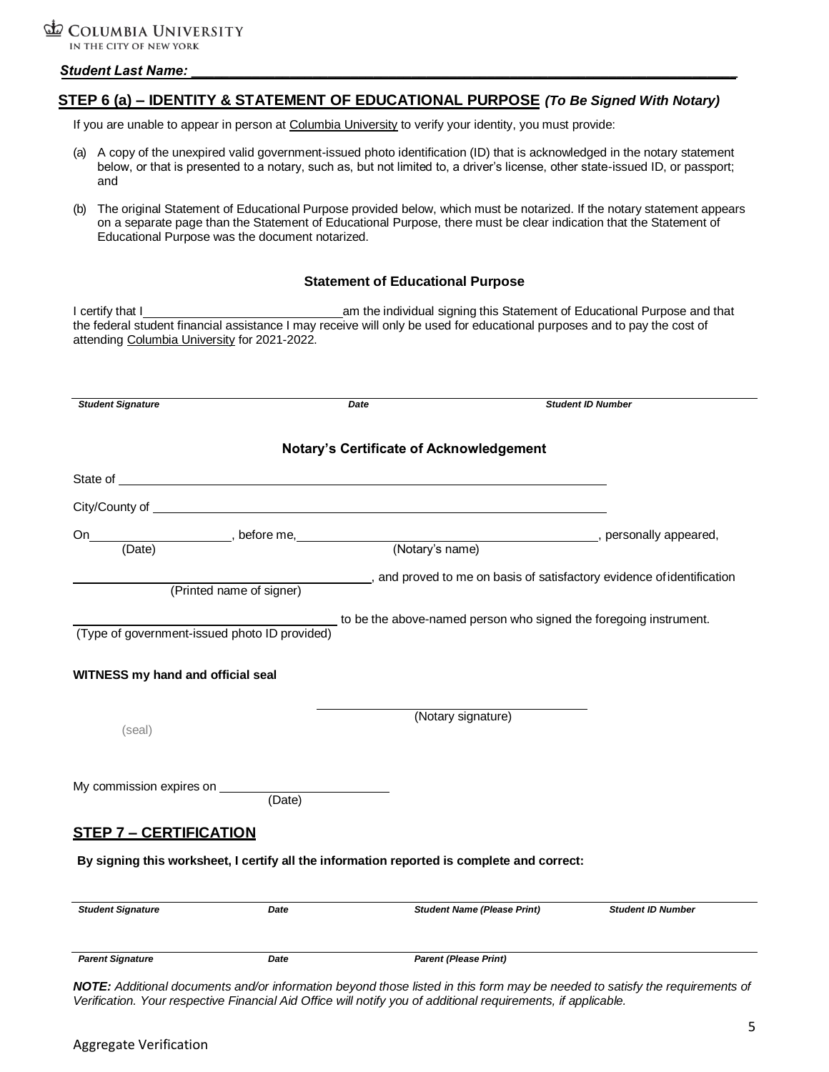**Columbia University in the City of New York**

***Student Last Name:*** \_\_\_\_\_\_\_\_\_\_\_\_\_\_\_\_\_\_\_\_\_\_\_\_\_\_\_\_\_\_\_\_\_\_\_\_\_\_\_\_\_\_\_\_\_\_\_\_\_\_\_\_\_\_\_\_\_\_\_\_

## STEP 6 (a) – IDENTITY & STATEMENT OF EDUCATIONAL PURPOSE *(To Be Signed With Notary)*

If you are unable to appear in person at Columbia University to verify your identity, you must provide:

(a) A copy of the unexpired valid government-issued photo identification (ID) that is acknowledged in the notary statement below, or that is presented to a notary, such as, but not limited to, a driver's license, other state-issued ID, or passport; and

(b) The original Statement of Educational Purpose provided below, which must be notarized. If the notary statement appears on a separate page than the Statement of Educational Purpose, there must be clear indication that the Statement of Educational Purpose was the document notarized.

### Statement of Educational Purpose

I certify that I \_\_\_\_\_\_\_\_\_\_\_\_\_\_\_\_\_\_\_\_\_\_\_\_\_\_\_\_ am the individual signing this Statement of Educational Purpose and that the federal student financial assistance I may receive will only be used for educational purposes and to pay the cost of attending Columbia University for 2021-2022.

| *Student Signature* | *Date* | *Student ID Number* |
|---|---|---|
| | | |

### Notary's Certificate of Acknowledgement

State of \_\_\_\_\_\_\_\_\_\_\_\_\_\_\_\_\_\_\_\_\_\_\_\_\_\_\_\_\_\_\_\_\_\_\_\_\_\_\_\_\_\_\_\_\_\_\_\_\_\_\_\_\_\_\_\_

City/County of \_\_\_\_\_\_\_\_\_\_\_\_\_\_\_\_\_\_\_\_\_\_\_\_\_\_\_\_\_\_\_\_\_\_\_\_\_\_\_\_\_\_\_\_\_\_\_\_\_\_\_\_

On \_\_\_\_\_\_\_\_\_\_\_\_\_\_\_\_ (Date), before me, \_\_\_\_\_\_\_\_\_\_\_\_\_\_\_\_\_\_\_\_\_\_\_\_\_\_\_\_\_\_\_\_ (Notary's name), personally appeared,

\_\_\_\_\_\_\_\_\_\_\_\_\_\_\_\_\_\_\_\_\_\_\_\_\_\_\_\_\_\_ (Printed name of signer), and proved to me on basis of satisfactory evidence of identification

\_\_\_\_\_\_\_\_\_\_\_\_\_\_\_\_\_\_\_\_\_\_\_\_\_\_\_\_\_\_ (Type of government-issued photo ID provided) to be the above-named person who signed the foregoing instrument.

**WITNESS my hand and official seal**

(seal)

\_\_\_\_\_\_\_\_\_\_\_\_\_\_\_\_\_\_\_\_\_\_\_\_\_\_\_\_\_\_ (Notary signature)

My commission expires on \_\_\_\_\_\_\_\_\_\_\_\_\_\_\_\_\_\_ (Date)

## STEP 7 – CERTIFICATION

**By signing this worksheet, I certify all the information reported is complete and correct:**

| *Student Signature* | *Date* | *Student Name (Please Print)* | *Student ID Number* |
|---|---|---|---|
| | | | |

| *Parent Signature* | *Date* | *Parent (Please Print)* |
|---|---|---|
| | | |

***NOTE:*** *Additional documents and/or information beyond those listed in this form may be needed to satisfy the requirements of Verification. Your respective Financial Aid Office will notify you of additional requirements, if applicable.*

Aggregate Verification